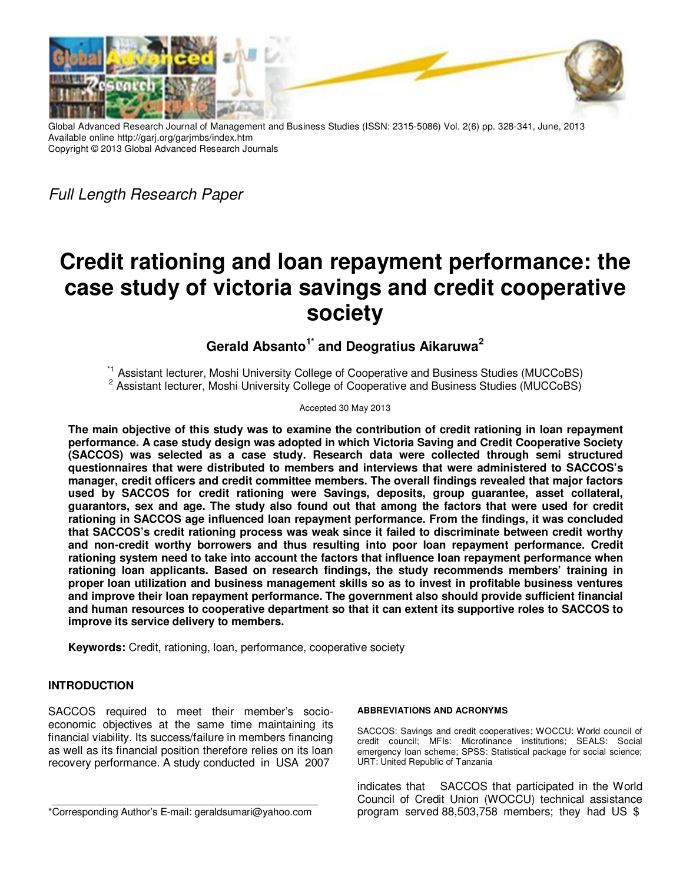Global Advanced Research Journal of Management and Business Studies (ISSN: 2315-5086) Vol. 2(6) pp. 328-341, June, 2013
Available online http://garj.org/garjmbs/index.htm
Copyright © 2013 Global Advanced Research Journals

*Full Length Research Paper*

# Credit rationing and loan repayment performance: the case study of victoria savings and credit cooperative society

**Gerald Absanto[1*] and Deogratius Aikaruwa[2]**

[*1] Assistant lecturer, Moshi University College of Cooperative and Business Studies (MUCCoBS)
[2] Assistant lecturer, Moshi University College of Cooperative and Business Studies (MUCCoBS)

Accepted 30 May 2013

**The main objective of this study was to examine the contribution of credit rationing in loan repayment performance. A case study design was adopted in which Victoria Saving and Credit Cooperative Society (SACCOS) was selected as a case study. Research data were collected through semi structured questionnaires that were distributed to members and interviews that were administered to SACCOS's manager, credit officers and credit committee members. The overall findings revealed that major factors used by SACCOS for credit rationing were Savings, deposits, group guarantee, asset collateral, guarantors, sex and age. The study also found out that among the factors that were used for credit rationing in SACCOS age influenced loan repayment performance. From the findings, it was concluded that SACCOS's credit rationing process was weak since it failed to discriminate between credit worthy and non-credit worthy borrowers and thus resulting into poor loan repayment performance. Credit rationing system need to take into account the factors that influence loan repayment performance when rationing loan applicants. Based on research findings, the study recommends members' training in proper loan utilization and business management skills so as to invest in profitable business ventures and improve their loan repayment performance. The government also should provide sufficient financial and human resources to cooperative department so that it can extent its supportive roles to SACCOS to improve its service delivery to members.**

**Keywords:** Credit, rationing, loan, performance, cooperative society

## INTRODUCTION

SACCOS required to meet their member's socio-economic objectives at the same time maintaining its financial viability. Its success/failure in members financing as well as its financial position therefore relies on its loan recovery performance. A study conducted in USA 2007 indicates that SACCOS that participated in the World Council of Credit Union (WOCCU) technical assistance program served 88,503,758 members; they had US $

\*Corresponding Author's E-mail: geraldsumari@yahoo.com

#### ABBREVIATIONS AND ACRONYMS

SACCOS: Savings and credit cooperatives; WOCCU: World council of credit council; MFIs: Microfinance institutions; SEALS: Social emergency loan scheme; SPSS: Statistical package for social science; URT: United Republic of Tanzania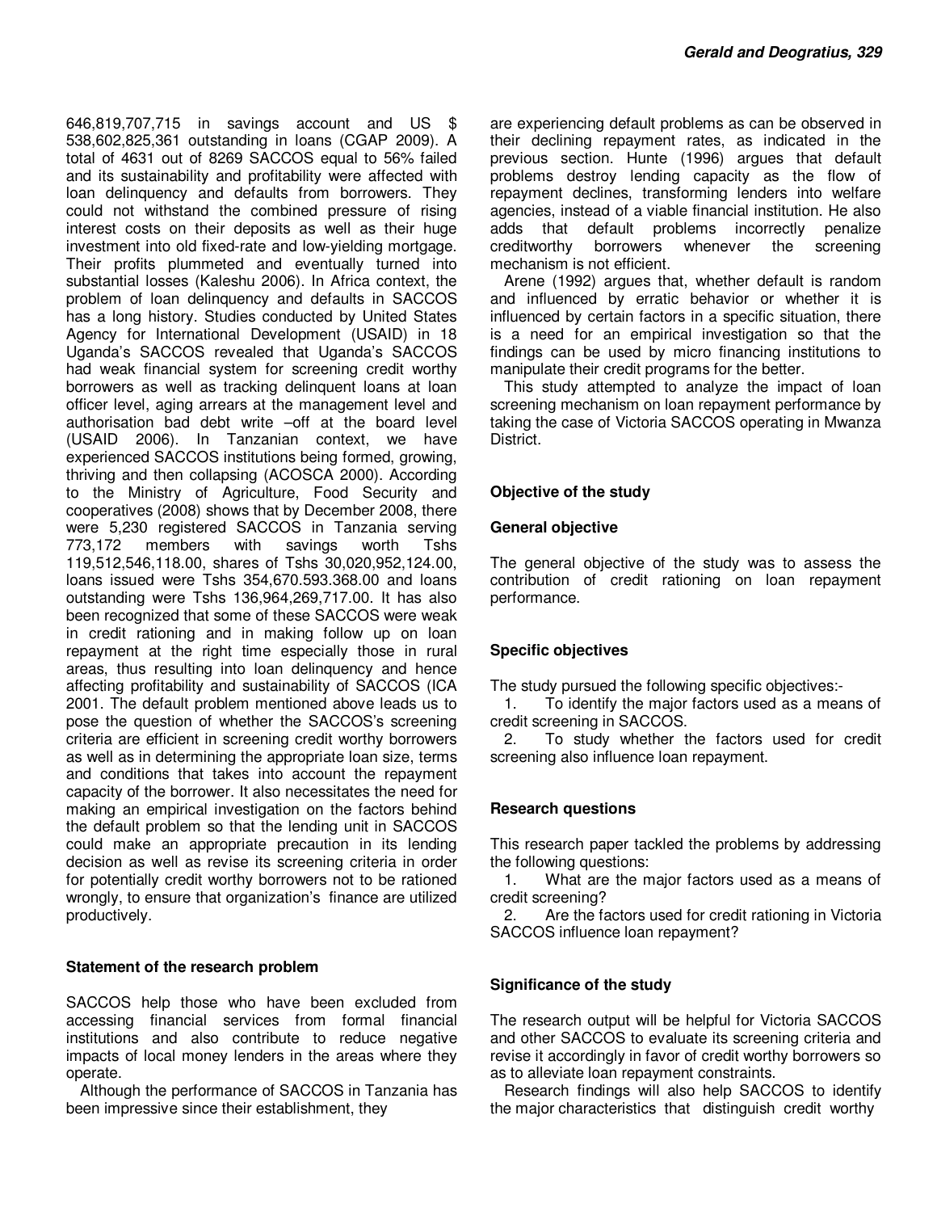646,819,707,715 in savings account and US $ 538,602,825,361 outstanding in loans (CGAP 2009). A total of 4631 out of 8269 SACCOS equal to 56% failed and its sustainability and profitability were affected with loan delinquency and defaults from borrowers. They could not withstand the combined pressure of rising interest costs on their deposits as well as their huge investment into old fixed-rate and low-yielding mortgage. Their profits plummeted and eventually turned into substantial losses (Kaleshu 2006). In Africa context, the problem of loan delinquency and defaults in SACCOS has a long history. Studies conducted by United States Agency for International Development (USAID) in 18 Uganda's SACCOS revealed that Uganda's SACCOS had weak financial system for screening credit worthy borrowers as well as tracking delinquent loans at loan officer level, aging arrears at the management level and authorisation bad debt write –off at the board level (USAID 2006). In Tanzanian context, we have experienced SACCOS institutions being formed, growing, thriving and then collapsing (ACOSCA 2000). According to the Ministry of Agriculture, Food Security and cooperatives (2008) shows that by December 2008, there were 5,230 registered SACCOS in Tanzania serving 773,172 members with savings worth Tshs 119,512,546,118.00, shares of Tshs 30,020,952,124.00, loans issued were Tshs 354,670.593.368.00 and loans outstanding were Tshs 136,964,269,717.00. It has also been recognized that some of these SACCOS were weak in credit rationing and in making follow up on loan repayment at the right time especially those in rural areas, thus resulting into loan delinquency and hence affecting profitability and sustainability of SACCOS (ICA 2001. The default problem mentioned above leads us to pose the question of whether the SACCOS's screening criteria are efficient in screening credit worthy borrowers as well as in determining the appropriate loan size, terms and conditions that takes into account the repayment capacity of the borrower. It also necessitates the need for making an empirical investigation on the factors behind the default problem so that the lending unit in SACCOS could make an appropriate precaution in its lending decision as well as revise its screening criteria in order for potentially credit worthy borrowers not to be rationed wrongly, to ensure that organization's finance are utilized productively.

## Statement of the research problem

SACCOS help those who have been excluded from accessing financial services from formal financial institutions and also contribute to reduce negative impacts of local money lenders in the areas where they operate.

Although the performance of SACCOS in Tanzania has been impressive since their establishment, they are experiencing default problems as can be observed in their declining repayment rates, as indicated in the previous section. Hunte (1996) argues that default problems destroy lending capacity as the flow of repayment declines, transforming lenders into welfare agencies, instead of a viable financial institution. He also adds that default problems incorrectly penalize creditworthy borrowers whenever the screening mechanism is not efficient.

Arene (1992) argues that, whether default is random and influenced by erratic behavior or whether it is influenced by certain factors in a specific situation, there is a need for an empirical investigation so that the findings can be used by micro financing institutions to manipulate their credit programs for the better.

This study attempted to analyze the impact of loan screening mechanism on loan repayment performance by taking the case of Victoria SACCOS operating in Mwanza District.

## Objective of the study

### General objective

The general objective of the study was to assess the contribution of credit rationing on loan repayment performance.

### Specific objectives

The study pursued the following specific objectives:-

1. To identify the major factors used as a means of credit screening in SACCOS.
2. To study whether the factors used for credit screening also influence loan repayment.

## Research questions

This research paper tackled the problems by addressing the following questions:

1. What are the major factors used as a means of credit screening?
2. Are the factors used for credit rationing in Victoria SACCOS influence loan repayment?

## Significance of the study

The research output will be helpful for Victoria SACCOS and other SACCOS to evaluate its screening criteria and revise it accordingly in favor of credit worthy borrowers so as to alleviate loan repayment constraints.

Research findings will also help SACCOS to identify the major characteristics that distinguish credit worthy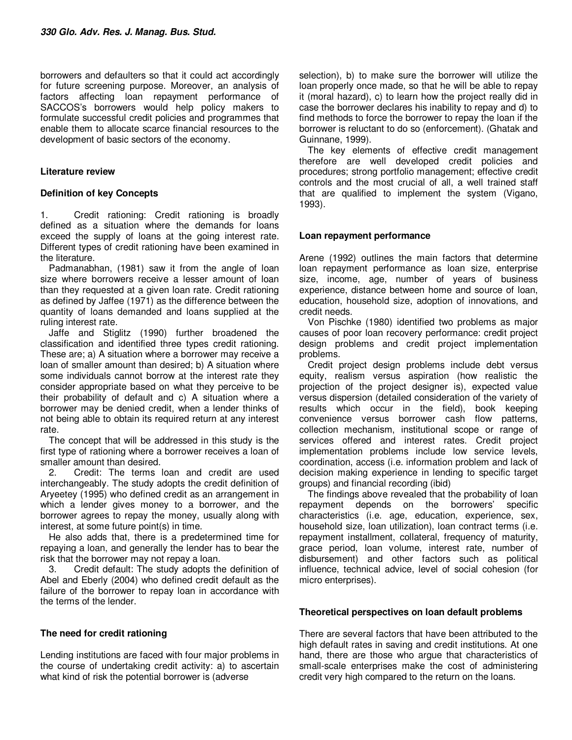borrowers and defaulters so that it could act accordingly for future screening purpose. Moreover, an analysis of factors affecting loan repayment performance of SACCOS's borrowers would help policy makers to formulate successful credit policies and programmes that enable them to allocate scarce financial resources to the development of basic sectors of the economy.

## Literature review

### Definition of key Concepts

1. Credit rationing: Credit rationing is broadly defined as a situation where the demands for loans exceed the supply of loans at the going interest rate. Different types of credit rationing have been examined in the literature.

Padmanabhan, (1981) saw it from the angle of loan size where borrowers receive a lesser amount of loan than they requested at a given loan rate. Credit rationing as defined by Jaffee (1971) as the difference between the quantity of loans demanded and loans supplied at the ruling interest rate.

Jaffe and Stiglitz (1990) further broadened the classification and identified three types credit rationing. These are; a) A situation where a borrower may receive a loan of smaller amount than desired; b) A situation where some individuals cannot borrow at the interest rate they consider appropriate based on what they perceive to be their probability of default and c) A situation where a borrower may be denied credit, when a lender thinks of not being able to obtain its required return at any interest rate.

The concept that will be addressed in this study is the first type of rationing where a borrower receives a loan of smaller amount than desired.

2. Credit: The terms loan and credit are used interchangeably. The study adopts the credit definition of Aryeetey (1995) who defined credit as an arrangement in which a lender gives money to a borrower, and the borrower agrees to repay the money, usually along with interest, at some future point(s) in time.

He also adds that, there is a predetermined time for repaying a loan, and generally the lender has to bear the risk that the borrower may not repay a loan.

3. Credit default: The study adopts the definition of Abel and Eberly (2004) who defined credit default as the failure of the borrower to repay loan in accordance with the terms of the lender.

### The need for credit rationing

Lending institutions are faced with four major problems in the course of undertaking credit activity: a) to ascertain what kind of risk the potential borrower is (adverse selection), b) to make sure the borrower will utilize the loan properly once made, so that he will be able to repay it (moral hazard), c) to learn how the project really did in case the borrower declares his inability to repay and d) to find methods to force the borrower to repay the loan if the borrower is reluctant to do so (enforcement). (Ghatak and Guinnane, 1999).

The key elements of effective credit management therefore are well developed credit policies and procedures; strong portfolio management; effective credit controls and the most crucial of all, a well trained staff that are qualified to implement the system (Vigano, 1993).

### Loan repayment performance

Arene (1992) outlines the main factors that determine loan repayment performance as loan size, enterprise size, income, age, number of years of business experience, distance between home and source of loan, education, household size, adoption of innovations, and credit needs.

Von Pischke (1980) identified two problems as major causes of poor loan recovery performance: credit project design problems and credit project implementation problems.

Credit project design problems include debt versus equity, realism versus aspiration (how realistic the projection of the project designer is), expected value versus dispersion (detailed consideration of the variety of results which occur in the field), book keeping convenience versus borrower cash flow patterns, collection mechanism, institutional scope or range of services offered and interest rates. Credit project implementation problems include low service levels, coordination, access (i.e. information problem and lack of decision making experience in lending to specific target groups) and financial recording (ibid)

The findings above revealed that the probability of loan repayment depends on the borrowers' specific characteristics (i.e. age, education, experience, sex, household size, loan utilization), loan contract terms (i.e. repayment installment, collateral, frequency of maturity, grace period, loan volume, interest rate, number of disbursement) and other factors such as political influence, technical advice, level of social cohesion (for micro enterprises).

### Theoretical perspectives on loan default problems

There are several factors that have been attributed to the high default rates in saving and credit institutions. At one hand, there are those who argue that characteristics of small-scale enterprises make the cost of administering credit very high compared to the return on the loans.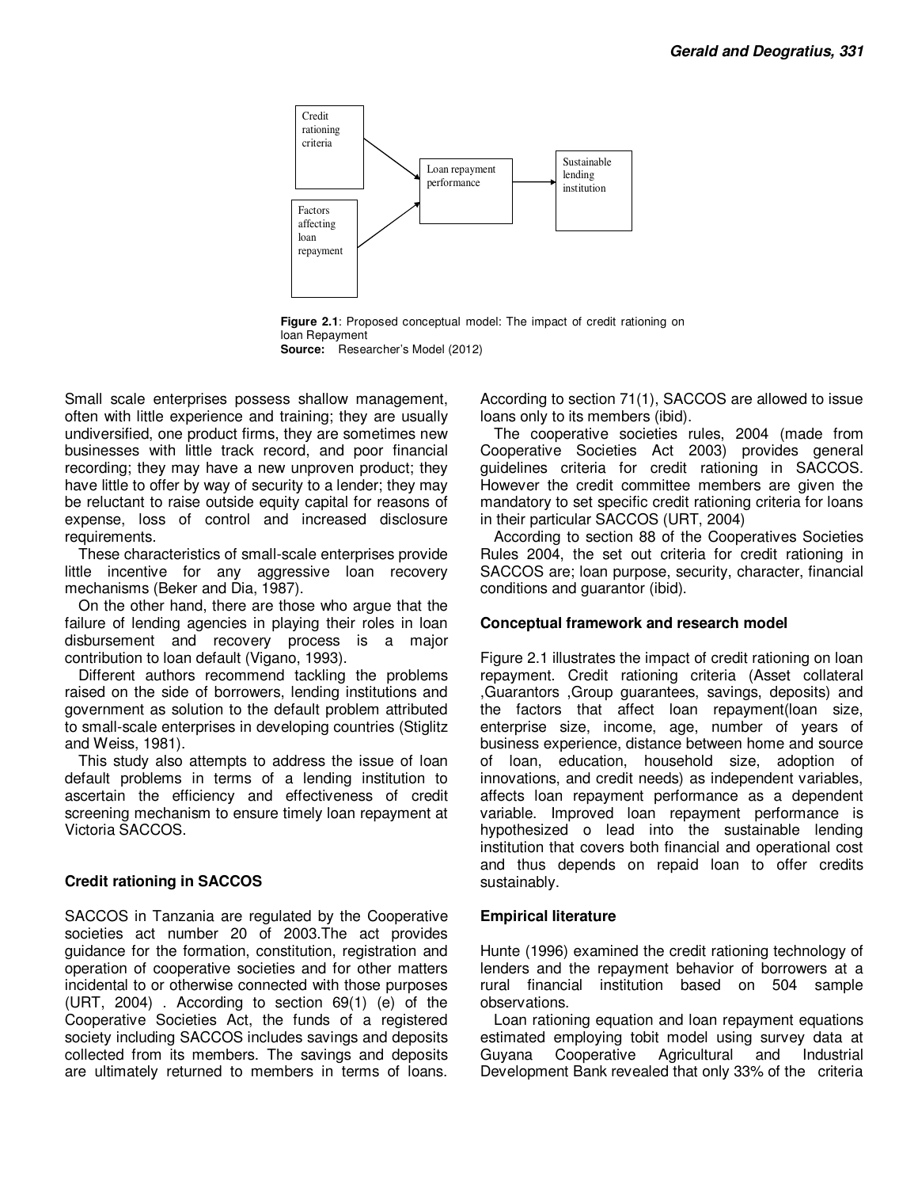Credit rationing criteria

Factors affecting loan repayment

Loan repayment performance

Sustainable lending institution

**Figure 2.1**: Proposed conceptual model: The impact of credit rationing on loan Repayment
**Source:** Researcher's Model (2012)

Small scale enterprises possess shallow management, often with little experience and training; they are usually undiversified, one product firms, they are sometimes new businesses with little track record, and poor financial recording; they may have a new unproven product; they have little to offer by way of security to a lender; they may be reluctant to raise outside equity capital for reasons of expense, loss of control and increased disclosure requirements.

These characteristics of small-scale enterprises provide little incentive for any aggressive loan recovery mechanisms (Beker and Dia, 1987).

On the other hand, there are those who argue that the failure of lending agencies in playing their roles in loan disbursement and recovery process is a major contribution to loan default (Vigano, 1993).

Different authors recommend tackling the problems raised on the side of borrowers, lending institutions and government as solution to the default problem attributed to small-scale enterprises in developing countries (Stiglitz and Weiss, 1981).

This study also attempts to address the issue of loan default problems in terms of a lending institution to ascertain the efficiency and effectiveness of credit screening mechanism to ensure timely loan repayment at Victoria SACCOS.

## Credit rationing in SACCOS

SACCOS in Tanzania are regulated by the Cooperative societies act number 20 of 2003.The act provides guidance for the formation, constitution, registration and operation of cooperative societies and for other matters incidental to or otherwise connected with those purposes (URT, 2004) . According to section 69(1) (e) of the Cooperative Societies Act, the funds of a registered society including SACCOS includes savings and deposits collected from its members. The savings and deposits are ultimately returned to members in terms of loans. According to section 71(1), SACCOS are allowed to issue loans only to its members (ibid).

The cooperative societies rules, 2004 (made from Cooperative Societies Act 2003) provides general guidelines criteria for credit rationing in SACCOS. However the credit committee members are given the mandatory to set specific credit rationing criteria for loans in their particular SACCOS (URT, 2004)

According to section 88 of the Cooperatives Societies Rules 2004, the set out criteria for credit rationing in SACCOS are; loan purpose, security, character, financial conditions and guarantor (ibid).

## Conceptual framework and research model

Figure 2.1 illustrates the impact of credit rationing on loan repayment. Credit rationing criteria (Asset collateral ,Guarantors ,Group guarantees, savings, deposits) and the factors that affect loan repayment(loan size, enterprise size, income, age, number of years of business experience, distance between home and source of loan, education, household size, adoption of innovations, and credit needs) as independent variables, affects loan repayment performance as a dependent variable. Improved loan repayment performance is hypothesized o lead into the sustainable lending institution that covers both financial and operational cost and thus depends on repaid loan to offer credits sustainably.

## Empirical literature

Hunte (1996) examined the credit rationing technology of lenders and the repayment behavior of borrowers at a rural financial institution based on 504 sample observations.

Loan rationing equation and loan repayment equations estimated employing tobit model using survey data at Guyana Cooperative Agricultural and Industrial Development Bank revealed that only 33% of the criteria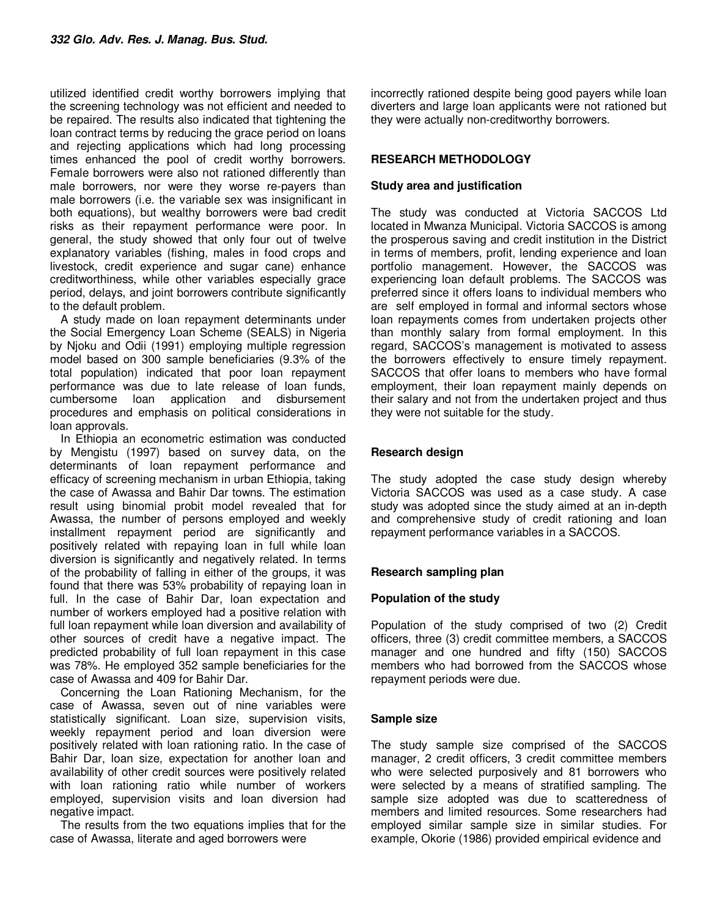utilized identified credit worthy borrowers implying that the screening technology was not efficient and needed to be repaired. The results also indicated that tightening the loan contract terms by reducing the grace period on loans and rejecting applications which had long processing times enhanced the pool of credit worthy borrowers. Female borrowers were also not rationed differently than male borrowers, nor were they worse re-payers than male borrowers (i.e. the variable sex was insignificant in both equations), but wealthy borrowers were bad credit risks as their repayment performance were poor. In general, the study showed that only four out of twelve explanatory variables (fishing, males in food crops and livestock, credit experience and sugar cane) enhance creditworthiness, while other variables especially grace period, delays, and joint borrowers contribute significantly to the default problem.

A study made on loan repayment determinants under the Social Emergency Loan Scheme (SEALS) in Nigeria by Njoku and Odii (1991) employing multiple regression model based on 300 sample beneficiaries (9.3% of the total population) indicated that poor loan repayment performance was due to late release of loan funds, cumbersome loan application and disbursement procedures and emphasis on political considerations in loan approvals.

In Ethiopia an econometric estimation was conducted by Mengistu (1997) based on survey data, on the determinants of loan repayment performance and efficacy of screening mechanism in urban Ethiopia, taking the case of Awassa and Bahir Dar towns. The estimation result using binomial probit model revealed that for Awassa, the number of persons employed and weekly installment repayment period are significantly and positively related with repaying loan in full while loan diversion is significantly and negatively related. In terms of the probability of falling in either of the groups, it was found that there was 53% probability of repaying loan in full. In the case of Bahir Dar, loan expectation and number of workers employed had a positive relation with full loan repayment while loan diversion and availability of other sources of credit have a negative impact. The predicted probability of full loan repayment in this case was 78%. He employed 352 sample beneficiaries for the case of Awassa and 409 for Bahir Dar.

Concerning the Loan Rationing Mechanism, for the case of Awassa, seven out of nine variables were statistically significant. Loan size, supervision visits, weekly repayment period and loan diversion were positively related with loan rationing ratio. In the case of Bahir Dar, loan size, expectation for another loan and availability of other credit sources were positively related with loan rationing ratio while number of workers employed, supervision visits and loan diversion had negative impact.

The results from the two equations implies that for the case of Awassa, literate and aged borrowers were incorrectly rationed despite being good payers while loan diverters and large loan applicants were not rationed but they were actually non-creditworthy borrowers.

## RESEARCH METHODOLOGY

### Study area and justification

The study was conducted at Victoria SACCOS Ltd located in Mwanza Municipal. Victoria SACCOS is among the prosperous saving and credit institution in the District in terms of members, profit, lending experience and loan portfolio management. However, the SACCOS was experiencing loan default problems. The SACCOS was preferred since it offers loans to individual members who are self employed in formal and informal sectors whose loan repayments comes from undertaken projects other than monthly salary from formal employment. In this regard, SACCOS's management is motivated to assess the borrowers effectively to ensure timely repayment. SACCOS that offer loans to members who have formal employment, their loan repayment mainly depends on their salary and not from the undertaken project and thus they were not suitable for the study.

### Research design

The study adopted the case study design whereby Victoria SACCOS was used as a case study. A case study was adopted since the study aimed at an in-depth and comprehensive study of credit rationing and loan repayment performance variables in a SACCOS.

### Research sampling plan

#### Population of the study

Population of the study comprised of two (2) Credit officers, three (3) credit committee members, a SACCOS manager and one hundred and fifty (150) SACCOS members who had borrowed from the SACCOS whose repayment periods were due.

#### Sample size

The study sample size comprised of the SACCOS manager, 2 credit officers, 3 credit committee members who were selected purposively and 81 borrowers who were selected by a means of stratified sampling. The sample size adopted was due to scatteredness of members and limited resources. Some researchers had employed similar sample size in similar studies. For example, Okorie (1986) provided empirical evidence and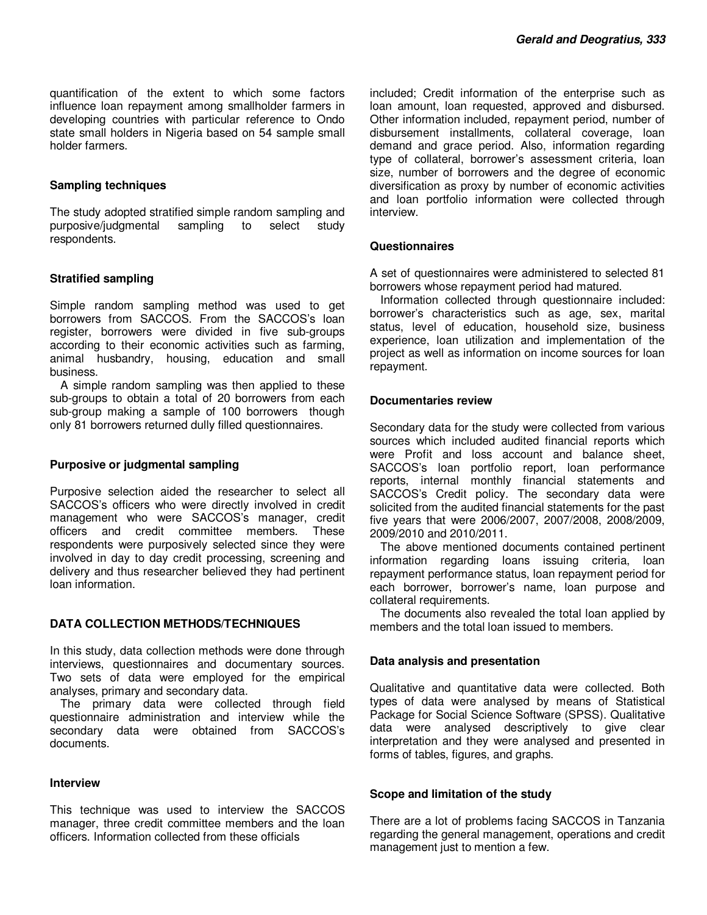quantification of the extent to which some factors influence loan repayment among smallholder farmers in developing countries with particular reference to Ondo state small holders in Nigeria based on 54 sample small holder farmers.

### Sampling techniques

The study adopted stratified simple random sampling and purposive/judgmental sampling to select study respondents.

### Stratified sampling

Simple random sampling method was used to get borrowers from SACCOS. From the SACCOS's loan register, borrowers were divided in five sub-groups according to their economic activities such as farming, animal husbandry, housing, education and small business.

A simple random sampling was then applied to these sub-groups to obtain a total of 20 borrowers from each sub-group making a sample of 100 borrowers though only 81 borrowers returned dully filled questionnaires.

### Purposive or judgmental sampling

Purposive selection aided the researcher to select all SACCOS's officers who were directly involved in credit management who were SACCOS's manager, credit officers and credit committee members. These respondents were purposively selected since they were involved in day to day credit processing, screening and delivery and thus researcher believed they had pertinent loan information.

## DATA COLLECTION METHODS/TECHNIQUES

In this study, data collection methods were done through interviews, questionnaires and documentary sources. Two sets of data were employed for the empirical analyses, primary and secondary data.

The primary data were collected through field questionnaire administration and interview while the secondary data were obtained from SACCOS's documents.

### Interview

This technique was used to interview the SACCOS manager, three credit committee members and the loan officers. Information collected from these officials included; Credit information of the enterprise such as loan amount, loan requested, approved and disbursed. Other information included, repayment period, number of disbursement installments, collateral coverage, loan demand and grace period. Also, information regarding type of collateral, borrower's assessment criteria, loan size, number of borrowers and the degree of economic diversification as proxy by number of economic activities and loan portfolio information were collected through interview.

### Questionnaires

A set of questionnaires were administered to selected 81 borrowers whose repayment period had matured.

Information collected through questionnaire included: borrower's characteristics such as age, sex, marital status, level of education, household size, business experience, loan utilization and implementation of the project as well as information on income sources for loan repayment.

### Documentaries review

Secondary data for the study were collected from various sources which included audited financial reports which were Profit and loss account and balance sheet, SACCOS's loan portfolio report, loan performance reports, internal monthly financial statements and SACCOS's Credit policy. The secondary data were solicited from the audited financial statements for the past five years that were 2006/2007, 2007/2008, 2008/2009, 2009/2010 and 2010/2011.

The above mentioned documents contained pertinent information regarding loans issuing criteria, loan repayment performance status, loan repayment period for each borrower, borrower's name, loan purpose and collateral requirements.

The documents also revealed the total loan applied by members and the total loan issued to members.

### Data analysis and presentation

Qualitative and quantitative data were collected. Both types of data were analysed by means of Statistical Package for Social Science Software (SPSS). Qualitative data were analysed descriptively to give clear interpretation and they were analysed and presented in forms of tables, figures, and graphs.

### Scope and limitation of the study

There are a lot of problems facing SACCOS in Tanzania regarding the general management, operations and credit management just to mention a few.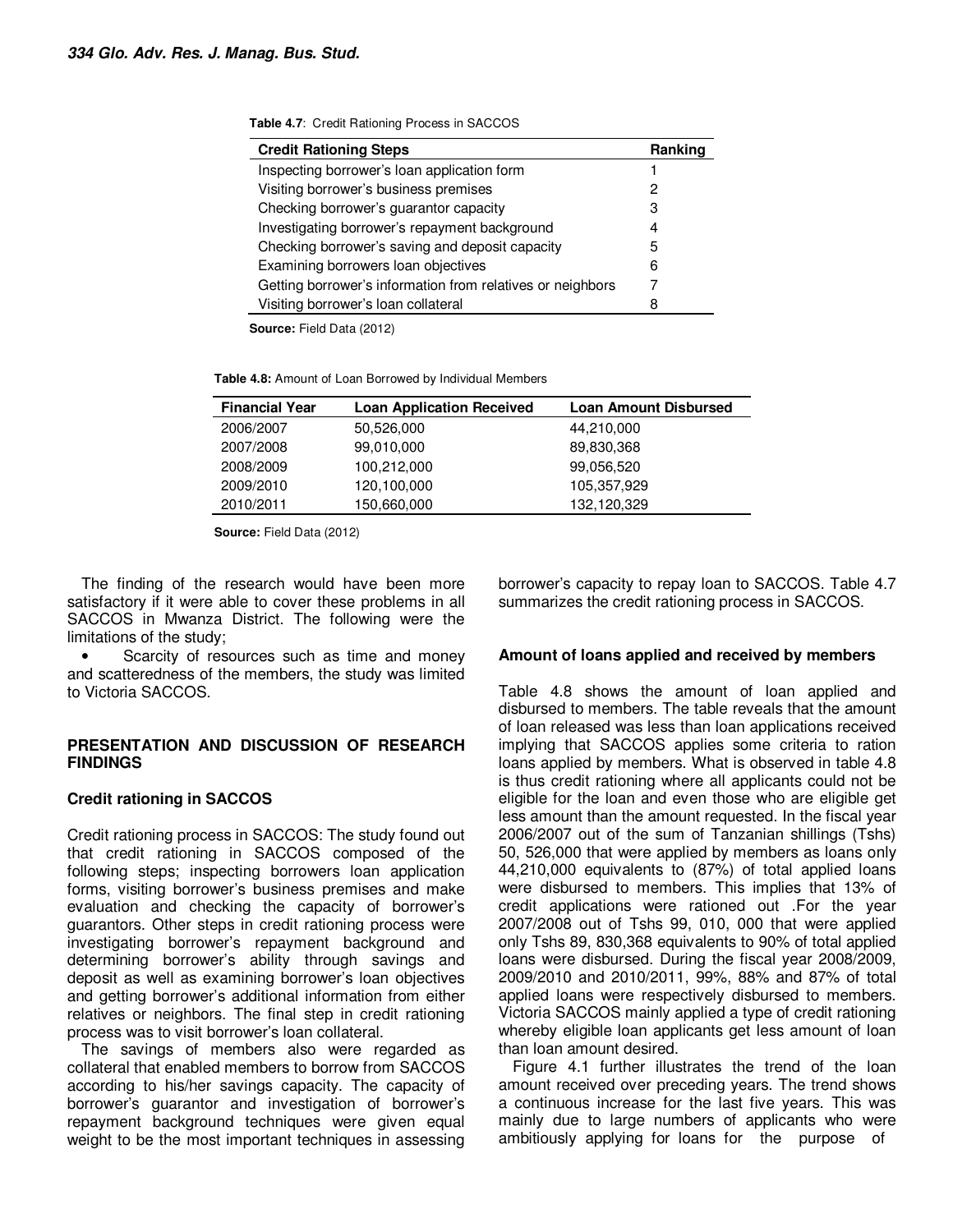**Table 4.7**: Credit Rationing Process in SACCOS

| Credit Rationing Steps | Ranking |
|---|---|
| Inspecting borrower's loan application form | 1 |
| Visiting borrower's business premises | 2 |
| Checking borrower's guarantor capacity | 3 |
| Investigating borrower's repayment background | 4 |
| Checking borrower's saving and deposit capacity | 5 |
| Examining borrowers loan objectives | 6 |
| Getting borrower's information from relatives or neighbors | 7 |
| Visiting borrower's loan collateral | 8 |

**Source:** Field Data (2012)

**Table 4.8:** Amount of Loan Borrowed by Individual Members

| Financial Year | Loan Application Received | Loan Amount Disbursed |
|---|---|---|
| 2006/2007 | 50,526,000 | 44,210,000 |
| 2007/2008 | 99,010,000 | 89,830,368 |
| 2008/2009 | 100,212,000 | 99,056,520 |
| 2009/2010 | 120,100,000 | 105,357,929 |
| 2010/2011 | 150,660,000 | 132,120,329 |

**Source:** Field Data (2012)

The finding of the research would have been more satisfactory if it were able to cover these problems in all SACCOS in Mwanza District. The following were the limitations of the study;

- Scarcity of resources such as time and money and scatteredness of the members, the study was limited to Victoria SACCOS.

## PRESENTATION AND DISCUSSION OF RESEARCH FINDINGS

### Credit rationing in SACCOS

Credit rationing process in SACCOS: The study found out that credit rationing in SACCOS composed of the following steps; inspecting borrowers loan application forms, visiting borrower's business premises and make evaluation and checking the capacity of borrower's guarantors. Other steps in credit rationing process were investigating borrower's repayment background and determining borrower's ability through savings and deposit as well as examining borrower's loan objectives and getting borrower's additional information from either relatives or neighbors. The final step in credit rationing process was to visit borrower's loan collateral.

The savings of members also were regarded as collateral that enabled members to borrow from SACCOS according to his/her savings capacity. The capacity of borrower's guarantor and investigation of borrower's repayment background techniques were given equal weight to be the most important techniques in assessing borrower's capacity to repay loan to SACCOS. Table 4.7 summarizes the credit rationing process in SACCOS.

### Amount of loans applied and received by members

Table 4.8 shows the amount of loan applied and disbursed to members. The table reveals that the amount of loan released was less than loan applications received implying that SACCOS applies some criteria to ration loans applied by members. What is observed in table 4.8 is thus credit rationing where all applicants could not be eligible for the loan and even those who are eligible get less amount than the amount requested. In the fiscal year 2006/2007 out of the sum of Tanzanian shillings (Tshs) 50, 526,000 that were applied by members as loans only 44,210,000 equivalents to (87%) of total applied loans were disbursed to members. This implies that 13% of credit applications were rationed out .For the year 2007/2008 out of Tshs 99, 010, 000 that were applied only Tshs 89, 830,368 equivalents to 90% of total applied loans were disbursed. During the fiscal year 2008/2009, 2009/2010 and 2010/2011, 99%, 88% and 87% of total applied loans were respectively disbursed to members. Victoria SACCOS mainly applied a type of credit rationing whereby eligible loan applicants get less amount of loan than loan amount desired.

Figure 4.1 further illustrates the trend of the loan amount received over preceding years. The trend shows a continuous increase for the last five years. This was mainly due to large numbers of applicants who were ambitiously applying for loans for the purpose of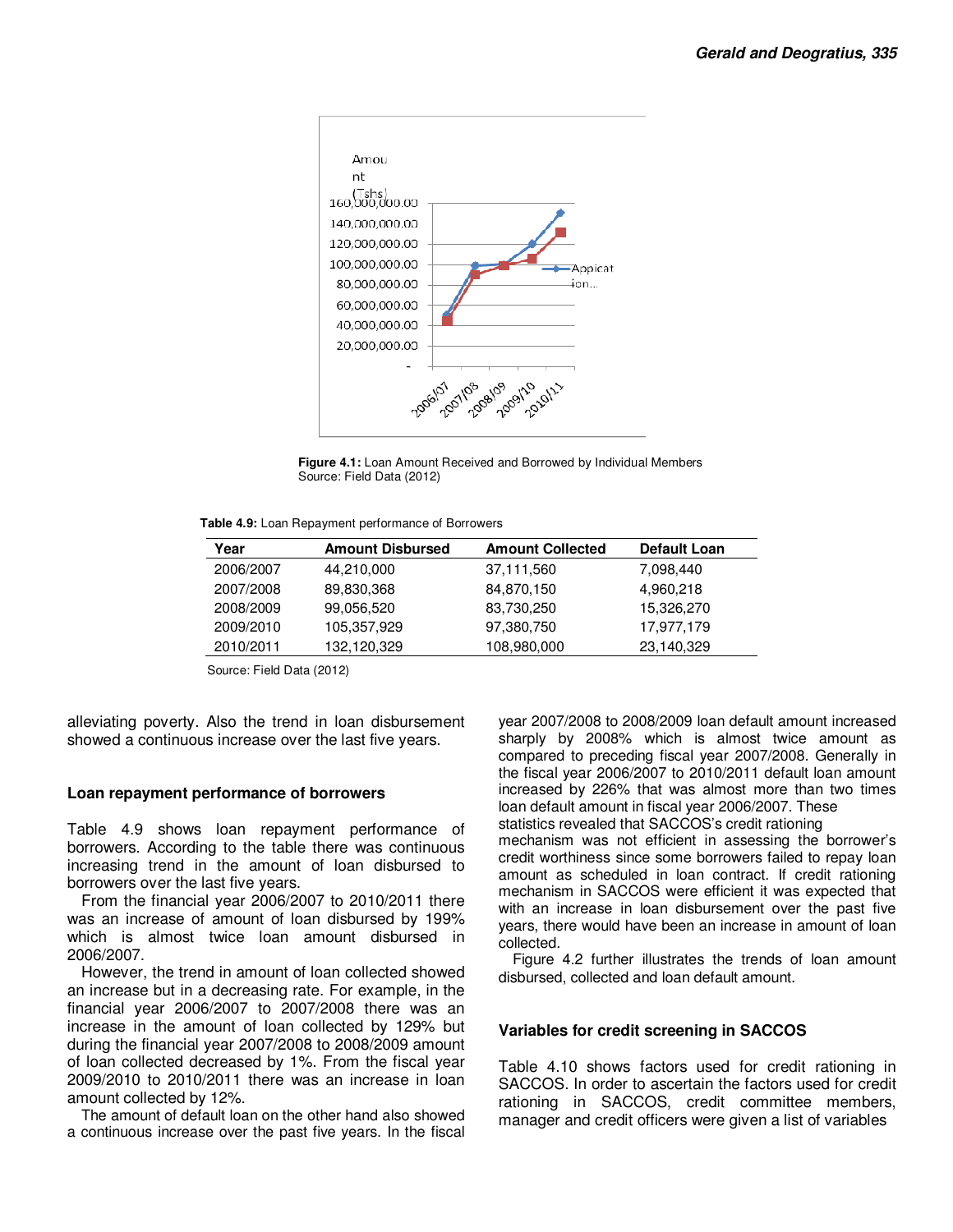**Figure 4.1:** Loan Amount Received and Borrowed by Individual Members
Source: Field Data (2012)

**Table 4.9:** Loan Repayment performance of Borrowers

| Year | Amount Disbursed | Amount Collected | Default Loan |
|---|---|---|---|
| 2006/2007 | 44,210,000 | 37,111,560 | 7,098,440 |
| 2007/2008 | 89,830,368 | 84,870,150 | 4,960,218 |
| 2008/2009 | 99,056,520 | 83,730,250 | 15,326,270 |
| 2009/2010 | 105,357,929 | 97,380,750 | 17,977,179 |
| 2010/2011 | 132,120,329 | 108,980,000 | 23,140,329 |

Source: Field Data (2012)

alleviating poverty. Also the trend in loan disbursement showed a continuous increase over the last five years.

### Loan repayment performance of borrowers

Table 4.9 shows loan repayment performance of borrowers. According to the table there was continuous increasing trend in the amount of loan disbursed to borrowers over the last five years.

From the financial year 2006/2007 to 2010/2011 there was an increase of amount of loan disbursed by 199% which is almost twice loan amount disbursed in 2006/2007.

However, the trend in amount of loan collected showed an increase but in a decreasing rate. For example, in the financial year 2006/2007 to 2007/2008 there was an increase in the amount of loan collected by 129% but during the financial year 2007/2008 to 2008/2009 amount of loan collected decreased by 1%. From the fiscal year 2009/2010 to 2010/2011 there was an increase in loan amount collected by 12%.

The amount of default loan on the other hand also showed a continuous increase over the past five years. In the fiscal year 2007/2008 to 2008/2009 loan default amount increased sharply by 2008% which is almost twice amount as compared to preceding fiscal year 2007/2008. Generally in the fiscal year 2006/2007 to 2010/2011 default loan amount increased by 226% that was almost more than two times loan default amount in fiscal year 2006/2007. These statistics revealed that SACCOS's credit rationing mechanism was not efficient in assessing the borrower's credit worthiness since some borrowers failed to repay loan amount as scheduled in loan contract. If credit rationing mechanism in SACCOS were efficient it was expected that with an increase in loan disbursement over the past five years, there would have been an increase in amount of loan collected.

Figure 4.2 further illustrates the trends of loan amount disbursed, collected and loan default amount.

### Variables for credit screening in SACCOS

Table 4.10 shows factors used for credit rationing in SACCOS. In order to ascertain the factors used for credit rationing in SACCOS, credit committee members, manager and credit officers were given a list of variables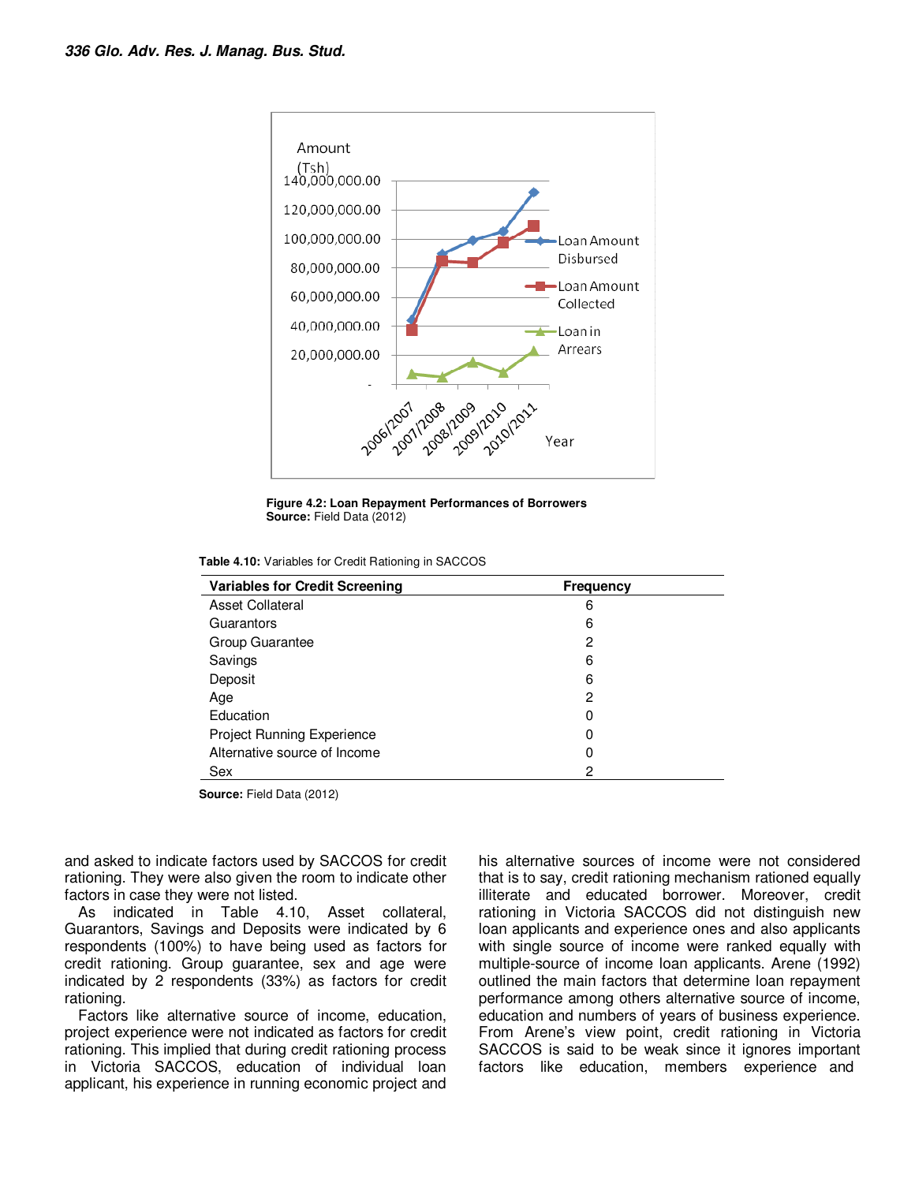**Figure 4.2: Loan Repayment Performances of Borrowers**
**Source:** Field Data (2012)

**Table 4.10:** Variables for Credit Rationing in SACCOS

| Variables for Credit Screening | Frequency |
|---|---|
| Asset Collateral | 6 |
| Guarantors | 6 |
| Group Guarantee | 2 |
| Savings | 6 |
| Deposit | 6 |
| Age | 2 |
| Education | 0 |
| Project Running Experience | 0 |
| Alternative source of Income | 0 |
| Sex | 2 |

**Source:** Field Data (2012)

and asked to indicate factors used by SACCOS for credit rationing. They were also given the room to indicate other factors in case they were not listed.

As indicated in Table 4.10, Asset collateral, Guarantors, Savings and Deposits were indicated by 6 respondents (100%) to have being used as factors for credit rationing. Group guarantee, sex and age were indicated by 2 respondents (33%) as factors for credit rationing.

Factors like alternative source of income, education, project experience were not indicated as factors for credit rationing. This implied that during credit rationing process in Victoria SACCOS, education of individual loan applicant, his experience in running economic project and his alternative sources of income were not considered that is to say, credit rationing mechanism rationed equally illiterate and educated borrower. Moreover, credit rationing in Victoria SACCOS did not distinguish new loan applicants and experience ones and also applicants with single source of income were ranked equally with multiple-source of income loan applicants. Arene (1992) outlined the main factors that determine loan repayment performance among others alternative source of income, education and numbers of years of business experience. From Arene's view point, credit rationing in Victoria SACCOS is said to be weak since it ignores important factors like education, members experience and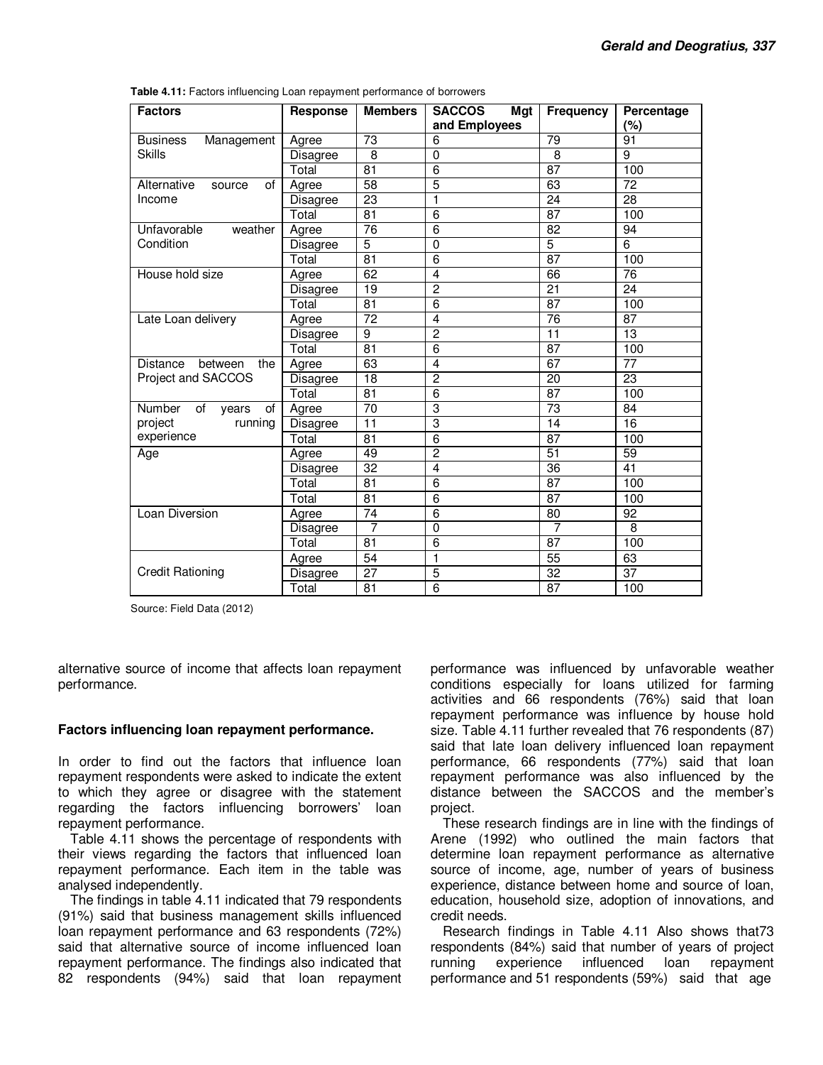**Table 4.11:** Factors influencing Loan repayment performance of borrowers

| Factors | Response | Members | SACCOS Mgt and Employees | Frequency | Percentage (%) |
|---|---|---|---|---|---|
| Business Management Skills | Agree | 73 | 6 | 79 | 91 |
| | Disagree | 8 | 0 | 8 | 9 |
| | Total | 81 | 6 | 87 | 100 |
| Alternative source of Income | Agree | 58 | 5 | 63 | 72 |
| | Disagree | 23 | 1 | 24 | 28 |
| | Total | 81 | 6 | 87 | 100 |
| Unfavorable weather Condition | Agree | 76 | 6 | 82 | 94 |
| | Disagree | 5 | 0 | 5 | 6 |
| | Total | 81 | 6 | 87 | 100 |
| House hold size | Agree | 62 | 4 | 66 | 76 |
| | Disagree | 19 | 2 | 21 | 24 |
| | Total | 81 | 6 | 87 | 100 |
| Late Loan delivery | Agree | 72 | 4 | 76 | 87 |
| | Disagree | 9 | 2 | 11 | 13 |
| | Total | 81 | 6 | 87 | 100 |
| Distance between the Project and SACCOS | Agree | 63 | 4 | 67 | 77 |
| | Disagree | 18 | 2 | 20 | 23 |
| | Total | 81 | 6 | 87 | 100 |
| Number of years of project running experience | Agree | 70 | 3 | 73 | 84 |
| | Disagree | 11 | 3 | 14 | 16 |
| | Total | 81 | 6 | 87 | 100 |
| Age | Agree | 49 | 2 | 51 | 59 |
| | Disagree | 32 | 4 | 36 | 41 |
| | Total | 81 | 6 | 87 | 100 |
| | Total | 81 | 6 | 87 | 100 |
| Loan Diversion | Agree | 74 | 6 | 80 | 92 |
| | Disagree | 7 | 0 | 7 | 8 |
| | Total | 81 | 6 | 87 | 100 |
| Credit Rationing | Agree | 54 | 1 | 55 | 63 |
| | Disagree | 27 | 5 | 32 | 37 |
| | Total | 81 | 6 | 87 | 100 |

Source: Field Data (2012)

alternative source of income that affects loan repayment performance.

**Factors influencing loan repayment performance.**

In order to find out the factors that influence loan repayment respondents were asked to indicate the extent to which they agree or disagree with the statement regarding the factors influencing borrowers' loan repayment performance.

Table 4.11 shows the percentage of respondents with their views regarding the factors that influenced loan repayment performance. Each item in the table was analysed independently.

The findings in table 4.11 indicated that 79 respondents (91%) said that business management skills influenced loan repayment performance and 63 respondents (72%) said that alternative source of income influenced loan repayment performance. The findings also indicated that 82 respondents (94%) said that loan repayment performance was influenced by unfavorable weather conditions especially for loans utilized for farming activities and 66 respondents (76%) said that loan repayment performance was influence by house hold size. Table 4.11 further revealed that 76 respondents (87) said that late loan delivery influenced loan repayment performance, 66 respondents (77%) said that loan repayment performance was also influenced by the distance between the SACCOS and the member's project.

These research findings are in line with the findings of Arene (1992) who outlined the main factors that determine loan repayment performance as alternative source of income, age, number of years of business experience, distance between home and source of loan, education, household size, adoption of innovations, and credit needs.

Research findings in Table 4.11 Also shows that73 respondents (84%) said that number of years of project running experience influenced loan repayment performance and 51 respondents (59%) said that age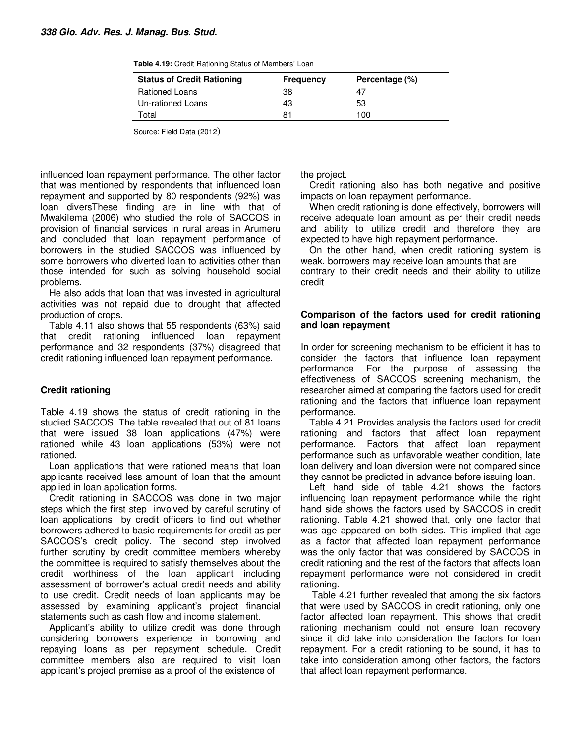**Table 4.19:** Credit Rationing Status of Members' Loan

| Status of Credit Rationing | Frequency | Percentage (%) |
|---|---|---|
| Rationed Loans | 38 | 47 |
| Un-rationed Loans | 43 | 53 |
| Total | 81 | 100 |

Source: Field Data (2012)

influenced loan repayment performance. The other factor that was mentioned by respondents that influenced loan repayment and supported by 80 respondents (92%) was loan diversThese finding are in line with that of Mwakilema (2006) who studied the role of SACCOS in provision of financial services in rural areas in Arumeru and concluded that loan repayment performance of borrowers in the studied SACCOS was influenced by some borrowers who diverted loan to activities other than those intended for such as solving household social problems.

He also adds that loan that was invested in agricultural activities was not repaid due to drought that affected production of crops.

Table 4.11 also shows that 55 respondents (63%) said that credit rationing influenced loan repayment performance and 32 respondents (37%) disagreed that credit rationing influenced loan repayment performance.

## Credit rationing

Table 4.19 shows the status of credit rationing in the studied SACCOS. The table revealed that out of 81 loans that were issued 38 loan applications (47%) were rationed while 43 loan applications (53%) were not rationed.

Loan applications that were rationed means that loan applicants received less amount of loan that the amount applied in loan application forms.

Credit rationing in SACCOS was done in two major steps which the first step involved by careful scrutiny of loan applications by credit officers to find out whether borrowers adhered to basic requirements for credit as per SACCOS's credit policy. The second step involved further scrutiny by credit committee members whereby the committee is required to satisfy themselves about the credit worthiness of the loan applicant including assessment of borrower's actual credit needs and ability to use credit. Credit needs of loan applicants may be assessed by examining applicant's project financial statements such as cash flow and income statement.

Applicant's ability to utilize credit was done through considering borrowers experience in borrowing and repaying loans as per repayment schedule. Credit committee members also are required to visit loan applicant's project premise as a proof of the existence of the project.

Credit rationing also has both negative and positive impacts on loan repayment performance.

When credit rationing is done effectively, borrowers will receive adequate loan amount as per their credit needs and ability to utilize credit and therefore they are expected to have high repayment performance.

On the other hand, when credit rationing system is weak, borrowers may receive loan amounts that are contrary to their credit needs and their ability to utilize credit

## Comparison of the factors used for credit rationing and loan repayment

In order for screening mechanism to be efficient it has to consider the factors that influence loan repayment performance. For the purpose of assessing the effectiveness of SACCOS screening mechanism, the researcher aimed at comparing the factors used for credit rationing and the factors that influence loan repayment performance.

Table 4.21 Provides analysis the factors used for credit rationing and factors that affect loan repayment performance. Factors that affect loan repayment performance such as unfavorable weather condition, late loan delivery and loan diversion were not compared since they cannot be predicted in advance before issuing loan.

Left hand side of table 4.21 shows the factors influencing loan repayment performance while the right hand side shows the factors used by SACCOS in credit rationing. Table 4.21 showed that, only one factor that was age appeared on both sides. This implied that age as a factor that affected loan repayment performance was the only factor that was considered by SACCOS in credit rationing and the rest of the factors that affects loan repayment performance were not considered in credit rationing.

Table 4.21 further revealed that among the six factors that were used by SACCOS in credit rationing, only one factor affected loan repayment. This shows that credit rationing mechanism could not ensure loan recovery since it did take into consideration the factors for loan repayment. For a credit rationing to be sound, it has to take into consideration among other factors, the factors that affect loan repayment performance.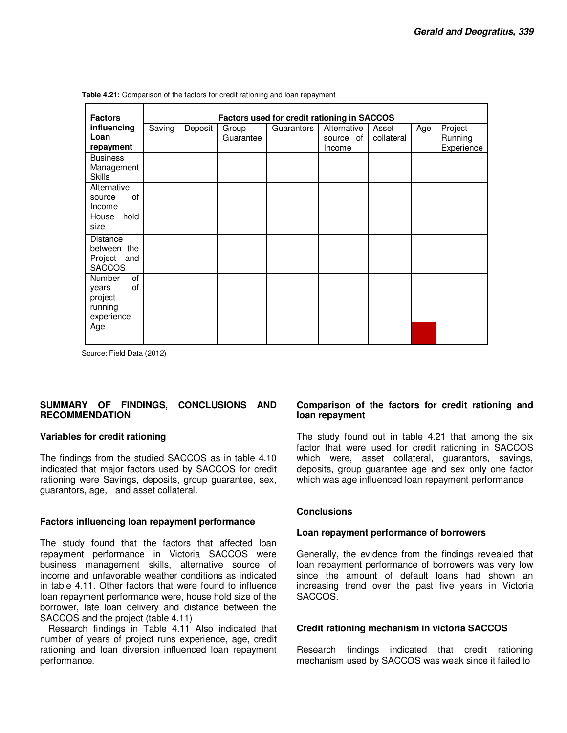**Table 4.21:** Comparison of the factors for credit rationing and loan repayment

| Factors influencing Loan repayment | Factors used for credit rationing in SACCOS | | | | | | | |
|---|---|---|---|---|---|---|---|---|
| | Saving | Deposit | Group Guarantee | Guarantors | Alternative source of Income | Asset collateral | Age | Project Running Experience |
| Business Management Skills | | | | | | | | |
| Alternative source of Income | | | | | | | | |
| House hold size | | | | | | | | |
| Distance between the Project and SACCOS | | | | | | | | |
| Number of years of project running experience | | | | | | | | |
| Age | | | | | | | | |

Source: Field Data (2012)

## SUMMARY OF FINDINGS, CONCLUSIONS AND RECOMMENDATION

### Variables for credit rationing

The findings from the studied SACCOS as in table 4.10 indicated that major factors used by SACCOS for credit rationing were Savings, deposits, group guarantee, sex, guarantors, age, and asset collateral.

### Factors influencing loan repayment performance

The study found that the factors that affected loan repayment performance in Victoria SACCOS were business management skills, alternative source of income and unfavorable weather conditions as indicated in table 4.11. Other factors that were found to influence loan repayment performance were, house hold size of the borrower, late loan delivery and distance between the SACCOS and the project (table 4.11)

Research findings in Table 4.11 Also indicated that number of years of project runs experience, age, credit rationing and loan diversion influenced loan repayment performance.

### Comparison of the factors for credit rationing and loan repayment

The study found out in table 4.21 that among the six factor that were used for credit rationing in SACCOS which were, asset collateral, guarantors, savings, deposits, group guarantee age and sex only one factor which was age influenced loan repayment performance

### Conclusions

### Loan repayment performance of borrowers

Generally, the evidence from the findings revealed that loan repayment performance of borrowers was very low since the amount of default loans had shown an increasing trend over the past five years in Victoria SACCOS.

### Credit rationing mechanism in victoria SACCOS

Research findings indicated that credit rationing mechanism used by SACCOS was weak since it failed to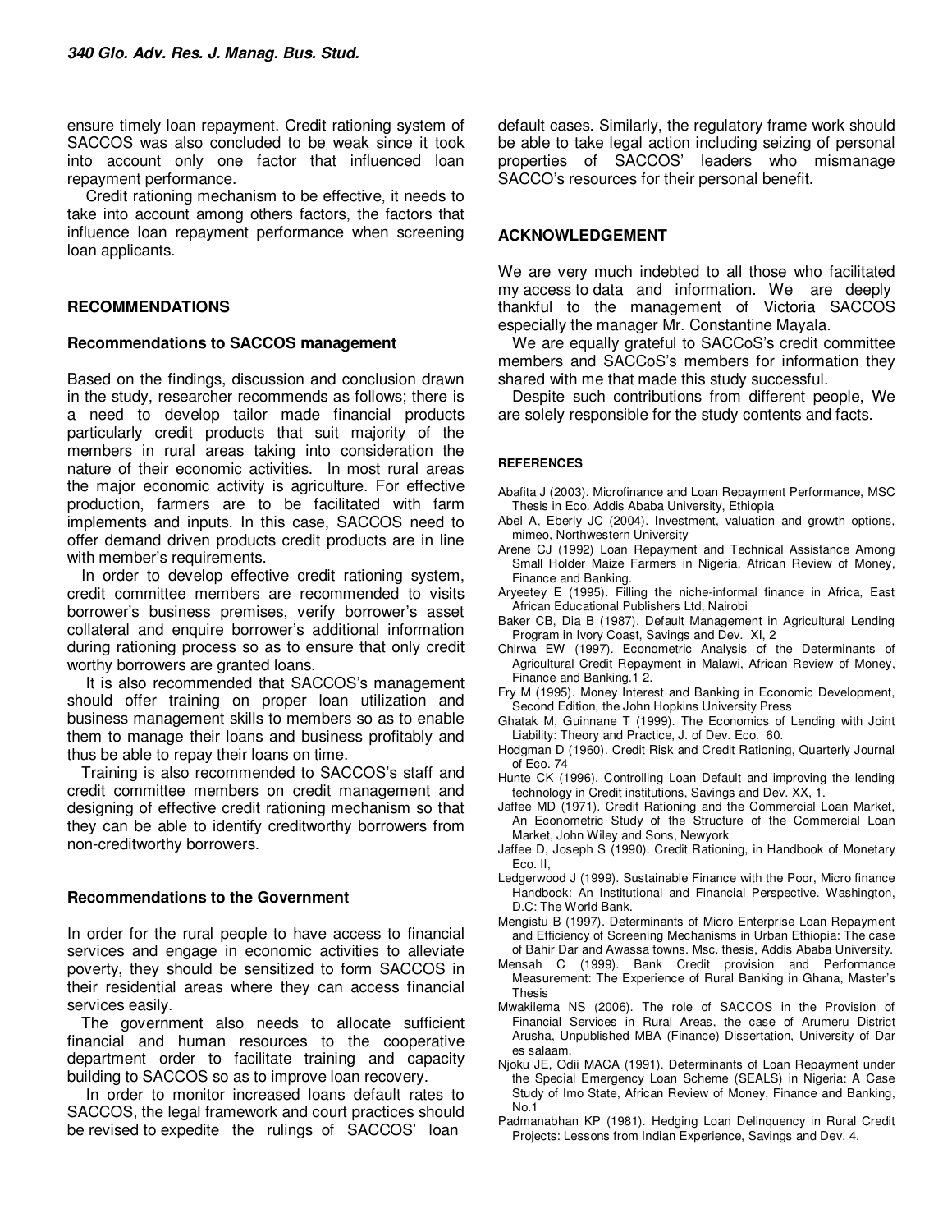ensure timely loan repayment. Credit rationing system of SACCOS was also concluded to be weak since it took into account only one factor that influenced loan repayment performance.

Credit rationing mechanism to be effective, it needs to take into account among others factors, the factors that influence loan repayment performance when screening loan applicants.

## RECOMMENDATIONS

### Recommendations to SACCOS management

Based on the findings, discussion and conclusion drawn in the study, researcher recommends as follows; there is a need to develop tailor made financial products particularly credit products that suit majority of the members in rural areas taking into consideration the nature of their economic activities. In most rural areas the major economic activity is agriculture. For effective production, farmers are to be facilitated with farm implements and inputs. In this case, SACCOS need to offer demand driven products credit products are in line with member's requirements.

In order to develop effective credit rationing system, credit committee members are recommended to visits borrower's business premises, verify borrower's asset collateral and enquire borrower's additional information during rationing process so as to ensure that only credit worthy borrowers are granted loans.

It is also recommended that SACCOS's management should offer training on proper loan utilization and business management skills to members so as to enable them to manage their loans and business profitably and thus be able to repay their loans on time.

Training is also recommended to SACCOS's staff and credit committee members on credit management and designing of effective credit rationing mechanism so that they can be able to identify creditworthy borrowers from non-creditworthy borrowers.

### Recommendations to the Government

In order for the rural people to have access to financial services and engage in economic activities to alleviate poverty, they should be sensitized to form SACCOS in their residential areas where they can access financial services easily.

The government also needs to allocate sufficient financial and human resources to the cooperative department order to facilitate training and capacity building to SACCOS so as to improve loan recovery.

In order to monitor increased loans default rates to SACCOS, the legal framework and court practices should be revised to expedite the rulings of SACCOS' loan default cases. Similarly, the regulatory frame work should be able to take legal action including seizing of personal properties of SACCOS' leaders who mismanage SACCO's resources for their personal benefit.

## ACKNOWLEDGEMENT

We are very much indebted to all those who facilitated my access to data and information. We are deeply thankful to the management of Victoria SACCOS especially the manager Mr. Constantine Mayala.

We are equally grateful to SACCoS's credit committee members and SACCoS's members for information they shared with me that made this study successful.

Despite such contributions from different people, We are solely responsible for the study contents and facts.

## REFERENCES

Abafita J (2003). Microfinance and Loan Repayment Performance, MSC Thesis in Eco. Addis Ababa University, Ethiopia

Abel A, Eberly JC (2004). Investment, valuation and growth options, mimeo, Northwestern University

Arene CJ (1992) Loan Repayment and Technical Assistance Among Small Holder Maize Farmers in Nigeria, African Review of Money, Finance and Banking.

Aryeetey E (1995). Filling the niche-informal finance in Africa, East African Educational Publishers Ltd, Nairobi

Baker CB, Dia B (1987). Default Management in Agricultural Lending Program in Ivory Coast, Savings and Dev. XI, 2

Chirwa EW (1997). Econometric Analysis of the Determinants of Agricultural Credit Repayment in Malawi, African Review of Money, Finance and Banking.1 2.

Fry M (1995). Money Interest and Banking in Economic Development, Second Edition, the John Hopkins University Press

Ghatak M, Guinnane T (1999). The Economics of Lending with Joint Liability: Theory and Practice, J. of Dev. Eco. 60.

Hodgman D (1960). Credit Risk and Credit Rationing, Quarterly Journal of Eco. 74

Hunte CK (1996). Controlling Loan Default and improving the lending technology in Credit institutions, Savings and Dev. XX, 1.

Jaffee MD (1971). Credit Rationing and the Commercial Loan Market, An Econometric Study of the Structure of the Commercial Loan Market, John Wiley and Sons, Newyork

Jaffee D, Joseph S (1990). Credit Rationing, in Handbook of Monetary Eco. II,

Ledgerwood J (1999). Sustainable Finance with the Poor, Micro finance Handbook: An Institutional and Financial Perspective. Washington, D.C: The World Bank.

Mengistu B (1997). Determinants of Micro Enterprise Loan Repayment and Efficiency of Screening Mechanisms in Urban Ethiopia: The case of Bahir Dar and Awassa towns. Msc. thesis, Addis Ababa University.

Mensah C (1999). Bank Credit provision and Performance Measurement: The Experience of Rural Banking in Ghana, Master's Thesis

Mwakilema NS (2006). The role of SACCOS in the Provision of Financial Services in Rural Areas, the case of Arumeru District Arusha, Unpublished MBA (Finance) Dissertation, University of Dar es salaam.

Njoku JE, Odii MACA (1991). Determinants of Loan Repayment under the Special Emergency Loan Scheme (SEALS) in Nigeria: A Case Study of Imo State, African Review of Money, Finance and Banking, No.1

Padmanabhan KP (1981). Hedging Loan Delinquency in Rural Credit Projects: Lessons from Indian Experience, Savings and Dev. 4.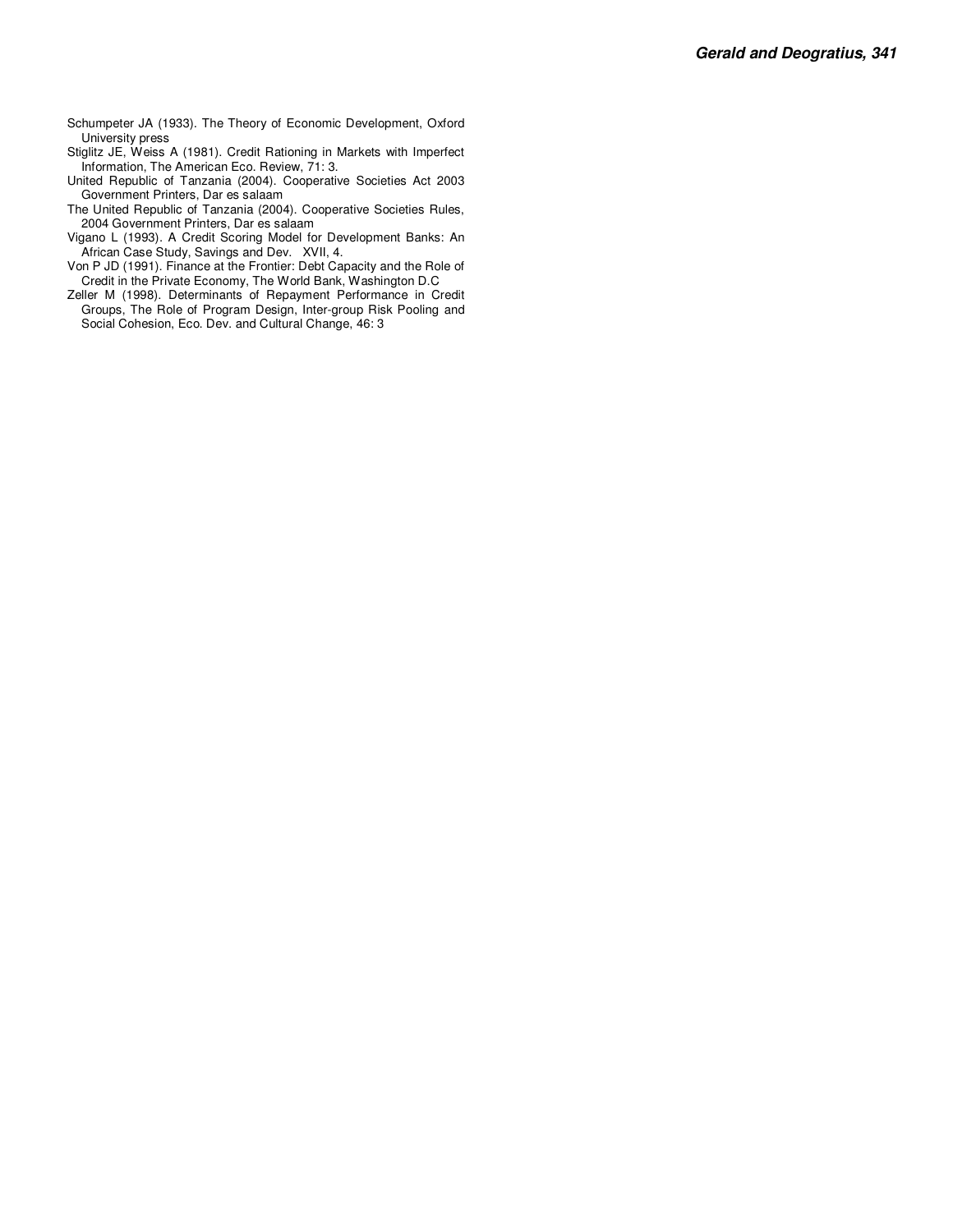Schumpeter JA (1933). The Theory of Economic Development, Oxford University press

Stiglitz JE, Weiss A (1981). Credit Rationing in Markets with Imperfect Information, The American Eco. Review, 71: 3.

United Republic of Tanzania (2004). Cooperative Societies Act 2003 Government Printers, Dar es salaam

The United Republic of Tanzania (2004). Cooperative Societies Rules, 2004 Government Printers, Dar es salaam

Vigano L (1993). A Credit Scoring Model for Development Banks: An African Case Study, Savings and Dev. XVII, 4.

Von P JD (1991). Finance at the Frontier: Debt Capacity and the Role of Credit in the Private Economy, The World Bank, Washington D.C

Zeller M (1998). Determinants of Repayment Performance in Credit Groups, The Role of Program Design, Inter-group Risk Pooling and Social Cohesion, Eco. Dev. and Cultural Change, 46: 3